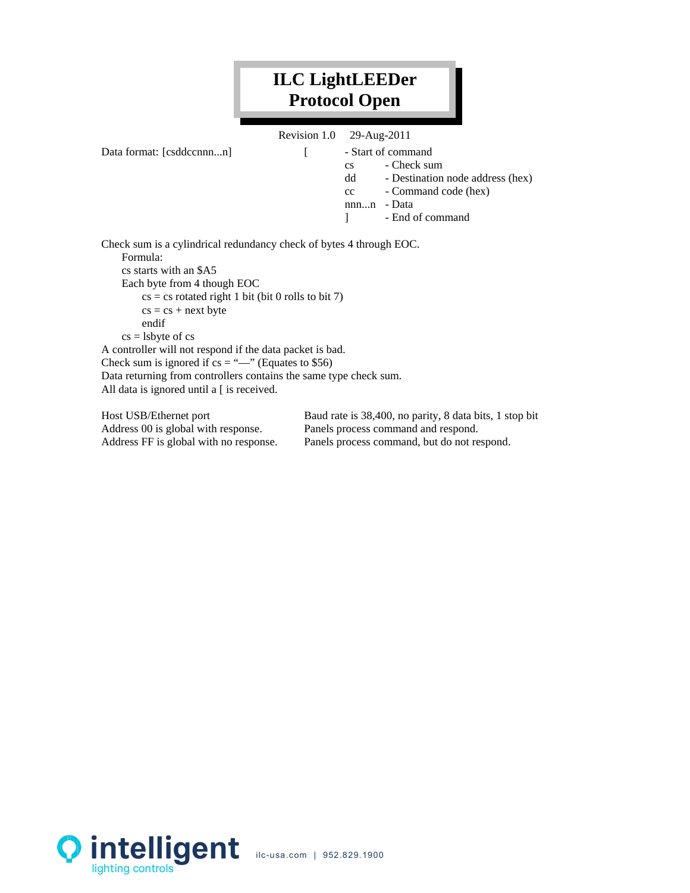# ILC LightLEEDer Protocol Open

Revision 1.0 29-Aug-2011

Data format: [csddccnnn...n]

| | |
|---|---|
| [ | - Start of command |
| cs | - Check sum |
| dd | - Destination node address (hex) |
| cc | - Command code (hex) |
| nnn...n | - Data |
| ] | - End of command |

Check sum is a cylindrical redundancy check of bytes 4 through EOC.

Formula:

```
cs starts with an $A5
Each byte from 4 though EOC
    cs = cs rotated right 1 bit (bit 0 rolls to bit 7)
    cs = cs + next byte
    endif
cs = lsbyte of cs
```

A controller will not respond if the data packet is bad.
Check sum is ignored if cs = "—" (Equates to $56)
Data returning from controllers contains the same type check sum.
All data is ignored until a [ is received.

| | |
|---|---|
| Host USB/Ethernet port | Baud rate is 38,400, no parity, 8 data bits, 1 stop bit |
| Address 00 is global with response. | Panels process command and respond. |
| Address FF is global with no response. | Panels process command, but do not respond. |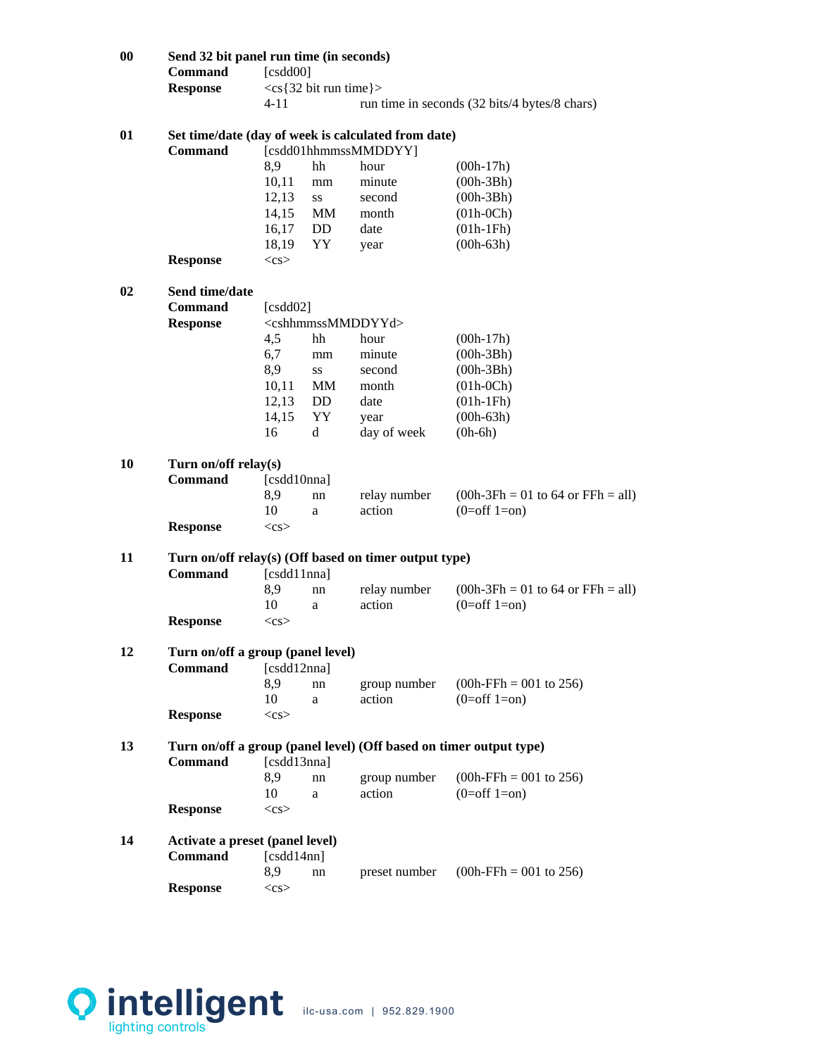**00** **Send 32 bit panel run time (in seconds)**

**Command** [csdd00]

**Response** <cs{32 bit run time}>

| | | |
|---|---|---|
| 4-11 | | run time in seconds (32 bits/4 bytes/8 chars) |

**01** **Set time/date (day of week is calculated from date)**

**Command** [csdd01hhmmssMMDDYY]

| | | | |
|---|---|---|---|
| 8,9 | hh | hour | (00h-17h) |
| 10,11 | mm | minute | (00h-3Bh) |
| 12,13 | ss | second | (00h-3Bh) |
| 14,15 | MM | month | (01h-0Ch) |
| 16,17 | DD | date | (01h-1Fh) |
| 18,19 | YY | year | (00h-63h) |

**Response** <cs>

**02** **Send time/date**

**Command** [csdd02]

**Response** <cshhmmssMMDDYYd>

| | | | |
|---|---|---|---|
| 4,5 | hh | hour | (00h-17h) |
| 6,7 | mm | minute | (00h-3Bh) |
| 8,9 | ss | second | (00h-3Bh) |
| 10,11 | MM | month | (01h-0Ch) |
| 12,13 | DD | date | (01h-1Fh) |
| 14,15 | YY | year | (00h-63h) |
| 16 | d | day of week | (0h-6h) |

**10** **Turn on/off relay(s)**

**Command** [csdd10nna]

| | | | |
|---|---|---|---|
| 8,9 | nn | relay number | (00h-3Fh = 01 to 64 or FFh = all) |
| 10 | a | action | (0=off 1=on) |

**Response** <cs>

**11** **Turn on/off relay(s) (Off based on timer output type)**

**Command** [csdd11nna]

| | | | |
|---|---|---|---|
| 8,9 | nn | relay number | (00h-3Fh = 01 to 64 or FFh = all) |
| 10 | a | action | (0=off 1=on) |

**Response** <cs>

**12** **Turn on/off a group (panel level)**

**Command** [csdd12nna]

| | | | |
|---|---|---|---|
| 8,9 | nn | group number | (00h-FFh = 001 to 256) |
| 10 | a | action | (0=off 1=on) |

**Response** <cs>

**13** **Turn on/off a group (panel level) (Off based on timer output type)**

**Command** [csdd13nna]

| | | | |
|---|---|---|---|
| 8,9 | nn | group number | (00h-FFh = 001 to 256) |
| 10 | a | action | (0=off 1=on) |

**Response** <cs>

**14** **Activate a preset (panel level)**

**Command** [csdd14nn]

| | | | |
|---|---|---|---|
| 8,9 | nn | preset number | (00h-FFh = 001 to 256) |

**Response** <cs>

intelligent lighting controls ilc-usa.com | 952.829.1900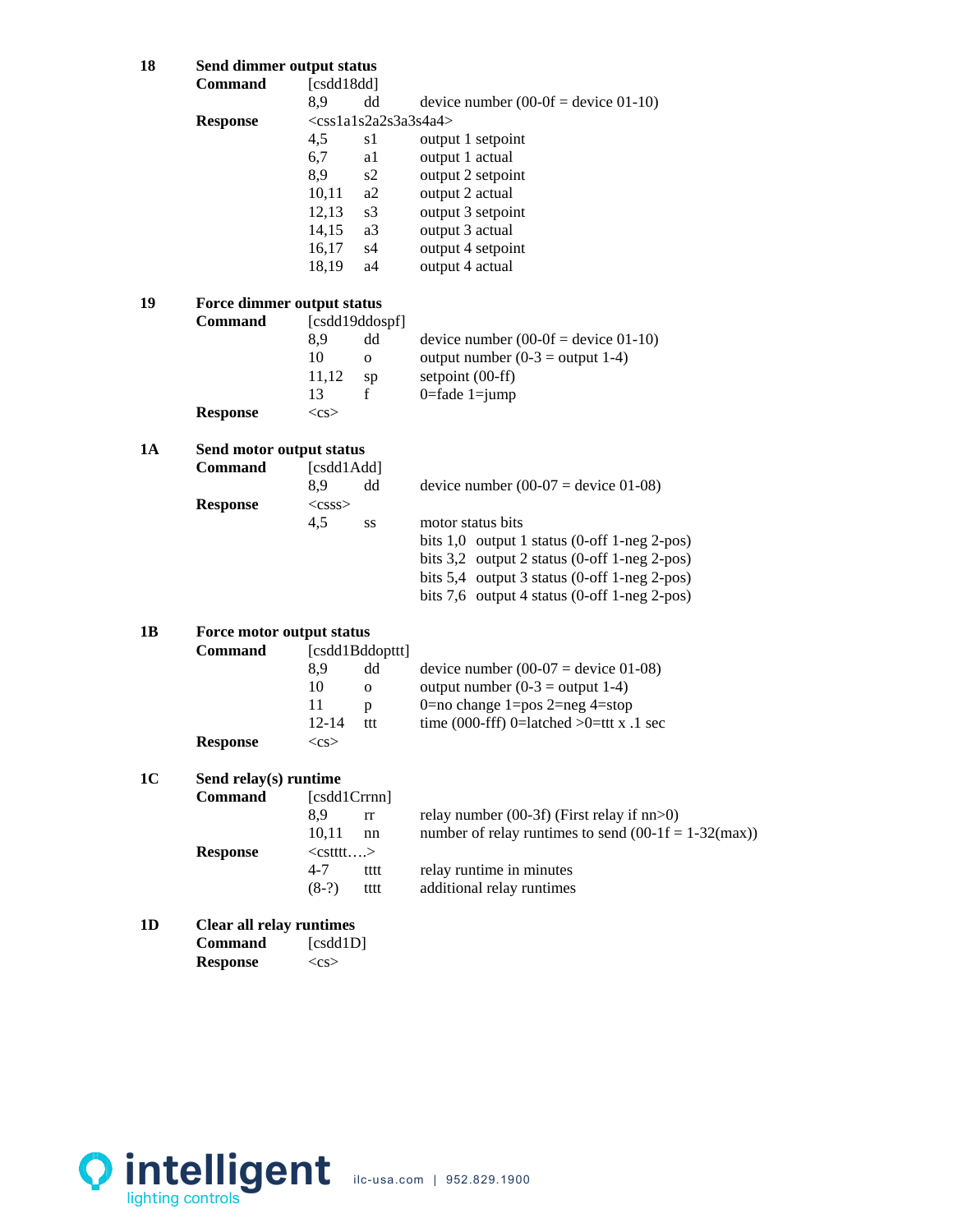### 18 Send dimmer output status

**Command** [csdd18dd]

| | | |
|---|---|---|
| 8,9 | dd | device number (00-0f = device 01-10) |

**Response** <css1a1s2a2s3a3s4a4>

| | | |
|---|---|---|
| 4,5 | s1 | output 1 setpoint |
| 6,7 | a1 | output 1 actual |
| 8,9 | s2 | output 2 setpoint |
| 10,11 | a2 | output 2 actual |
| 12,13 | s3 | output 3 setpoint |
| 14,15 | a3 | output 3 actual |
| 16,17 | s4 | output 4 setpoint |
| 18,19 | a4 | output 4 actual |

### 19 Force dimmer output status

**Command** [csdd19ddospf]

| | | |
|---|---|---|
| 8,9 | dd | device number (00-0f = device 01-10) |
| 10 | o | output number (0-3 = output 1-4) |
| 11,12 | sp | setpoint (00-ff) |
| 13 | f | 0=fade 1=jump |

**Response** <cs>

### 1A Send motor output status

**Command** [csdd1Add]

| | | |
|---|---|---|
| 8,9 | dd | device number (00-07 = device 01-08) |

**Response** <csss>

| | | |
|---|---|---|
| 4,5 | ss | motor status bits |
| | | bits 1,0 output 1 status (0-off 1-neg 2-pos) |
| | | bits 3,2 output 2 status (0-off 1-neg 2-pos) |
| | | bits 5,4 output 3 status (0-off 1-neg 2-pos) |
| | | bits 7,6 output 4 status (0-off 1-neg 2-pos) |

### 1B Force motor output status

**Command** [csdd1Bddopttt]

| | | |
|---|---|---|
| 8,9 | dd | device number (00-07 = device 01-08) |
| 10 | o | output number (0-3 = output 1-4) |
| 11 | p | 0=no change 1=pos 2=neg 4=stop |
| 12-14 | ttt | time (000-fff) 0=latched >0=ttt x .1 sec |

**Response** <cs>

### 1C Send relay(s) runtime

**Command** [csdd1Crrnn]

| | | |
|---|---|---|
| 8,9 | rr | relay number (00-3f) (First relay if nn>0) |
| 10,11 | nn | number of relay runtimes to send (00-1f = 1-32(max)) |

**Response** <cstttt….>

| | | |
|---|---|---|
| 4-7 | tttt | relay runtime in minutes |
| (8-?) | tttt | additional relay runtimes |

### 1D Clear all relay runtimes

**Command** [csdd1D]

**Response** <cs>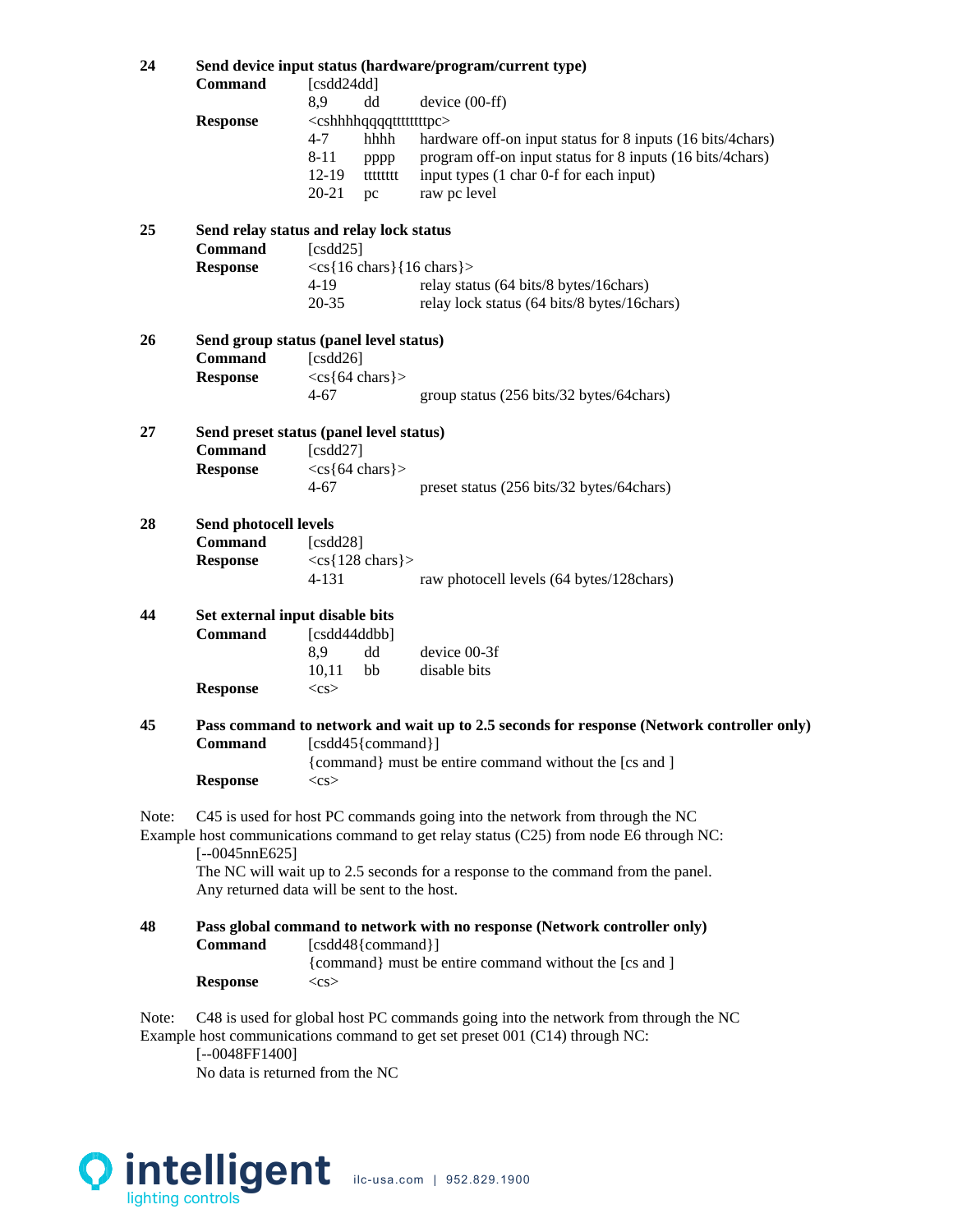### 24 Send device input status (hardware/program/current type)

**Command** [csdd24dd]

| | | |
|---|---|---|
| 8,9 | dd | device (00-ff) |

**Response** <cshhhhqqqqtttttttpc>

| | | |
|---|---|---|
| 4-7 | hhhh | hardware off-on input status for 8 inputs (16 bits/4chars) |
| 8-11 | pppp | program off-on input status for 8 inputs (16 bits/4chars) |
| 12-19 | tttttttt | input types (1 char 0-f for each input) |
| 20-21 | pc | raw pc level |

### 25 Send relay status and relay lock status

**Command** [csdd25]

**Response** <cs{16 chars}{16 chars}>

| | |
|---|---|
| 4-19 | relay status (64 bits/8 bytes/16chars) |
| 20-35 | relay lock status (64 bits/8 bytes/16chars) |

### 26 Send group status (panel level status)

**Command** [csdd26]

**Response** <cs{64 chars}>

| | |
|---|---|
| 4-67 | group status (256 bits/32 bytes/64chars) |

### 27 Send preset status (panel level status)

**Command** [csdd27]

**Response** <cs{64 chars}>

| | |
|---|---|
| 4-67 | preset status (256 bits/32 bytes/64chars) |

### 28 Send photocell levels

**Command** [csdd28]

**Response** <cs{128 chars}>

| | |
|---|---|
| 4-131 | raw photocell levels (64 bytes/128chars) |

### 44 Set external input disable bits

**Command** [csdd44ddbb]

| | | |
|---|---|---|
| 8,9 | dd | device 00-3f |
| 10,11 | bb | disable bits |

**Response** <cs>

### 45 Pass command to network and wait up to 2.5 seconds for response (Network controller only)

**Command** [csdd45{command}]

{command} must be entire command without the [cs and ]

**Response** <cs>

Note: C45 is used for host PC commands going into the network from through the NC

Example host communications command to get relay status (C25) from node E6 through NC:

[--0045nnE625]

The NC will wait up to 2.5 seconds for a response to the command from the panel.

Any returned data will be sent to the host.

### 48 Pass global command to network with no response (Network controller only)

**Command** [csdd48{command}]

{command} must be entire command without the [cs and ]

**Response** <cs>

Note: C48 is used for global host PC commands going into the network from through the NC

Example host communications command to get set preset 001 (C14) through NC:

[--0048FF1400]

No data is returned from the NC

intelligent lighting controls ilc-usa.com | 952.829.1900